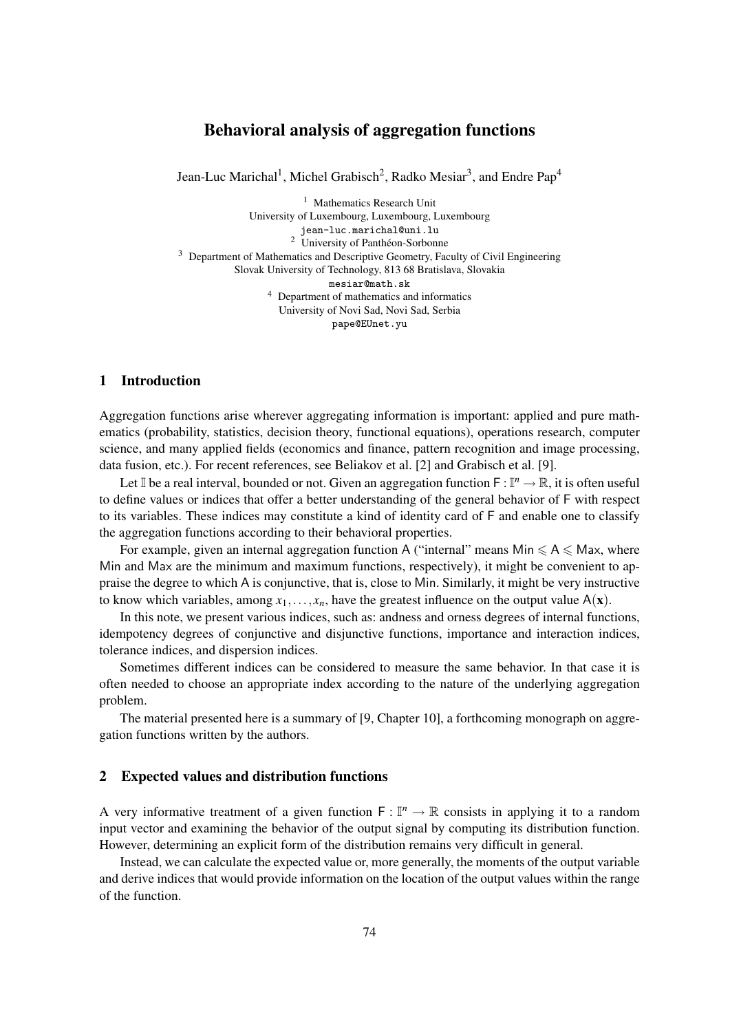# Behavioral analysis of aggregation functions

Jean-Luc Marichal[1], Michel Grabisch[2], Radko Mesiar[3], and Endre Pap[4]

[1] Mathematics Research Unit
University of Luxembourg, Luxembourg, Luxembourg
jean-luc.marichal@uni.lu

[2] University of Panthéon-Sorbonne

[3] Department of Mathematics and Descriptive Geometry, Faculty of Civil Engineering
Slovak University of Technology, 813 68 Bratislava, Slovakia
mesiar@math.sk

[4] Department of mathematics and informatics
University of Novi Sad, Novi Sad, Serbia
pape@EUnet.yu

## 1 Introduction

Aggregation functions arise wherever aggregating information is important: applied and pure mathematics (probability, statistics, decision theory, functional equations), operations research, computer science, and many applied fields (economics and finance, pattern recognition and image processing, data fusion, etc.). For recent references, see Beliakov et al. [2] and Grabisch et al. [9].

Let $\mathbb{I}$ be a real interval, bounded or not. Given an aggregation function $\mathsf{F} : \mathbb{I}^n \to \mathbb{R}$, it is often useful to define values or indices that offer a better understanding of the general behavior of $\mathsf{F}$ with respect to its variables. These indices may constitute a kind of identity card of $\mathsf{F}$ and enable one to classify the aggregation functions according to their behavioral properties.

For example, given an internal aggregation function $\mathsf{A}$ ("internal" means $\mathsf{Min} \leqslant \mathsf{A} \leqslant \mathsf{Max}$, where $\mathsf{Min}$ and $\mathsf{Max}$ are the minimum and maximum functions, respectively), it might be convenient to appraise the degree to which $\mathsf{A}$ is conjunctive, that is, close to $\mathsf{Min}$. Similarly, it might be very instructive to know which variables, among $x_1, \ldots, x_n$, have the greatest influence on the output value $\mathsf{A}(\mathbf{x})$.

In this note, we present various indices, such as: andness and orness degrees of internal functions, idempotency degrees of conjunctive and disjunctive functions, importance and interaction indices, tolerance indices, and dispersion indices.

Sometimes different indices can be considered to measure the same behavior. In that case it is often needed to choose an appropriate index according to the nature of the underlying aggregation problem.

The material presented here is a summary of [9, Chapter 10], a forthcoming monograph on aggregation functions written by the authors.

## 2 Expected values and distribution functions

A very informative treatment of a given function $\mathsf{F} : \mathbb{I}^n \to \mathbb{R}$ consists in applying it to a random input vector and examining the behavior of the output signal by computing its distribution function. However, determining an explicit form of the distribution remains very difficult in general.

Instead, we can calculate the expected value or, more generally, the moments of the output variable and derive indices that would provide information on the location of the output values within the range of the function.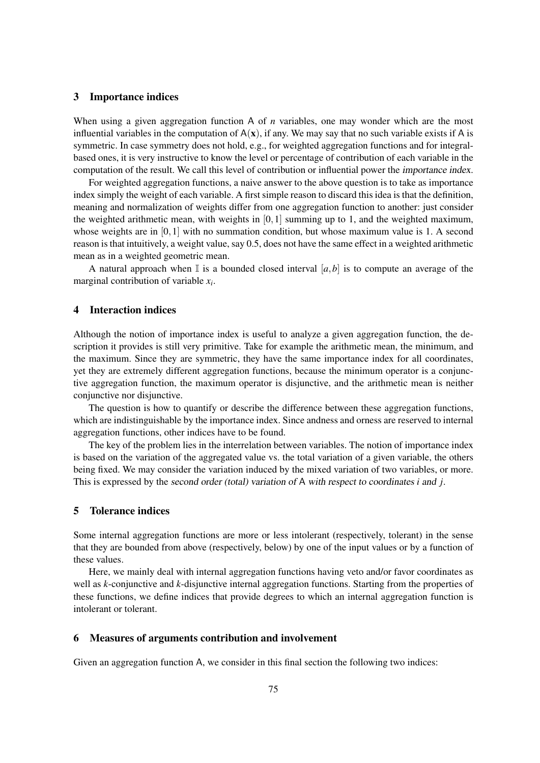## 3 Importance indices

When using a given aggregation function $\mathsf{A}$ of $n$ variables, one may wonder which are the most influential variables in the computation of $\mathsf{A}(\mathbf{x})$, if any. We may say that no such variable exists if $\mathsf{A}$ is symmetric. In case symmetry does not hold, e.g., for weighted aggregation functions and for integral-based ones, it is very instructive to know the level or percentage of contribution of each variable in the computation of the result. We call this level of contribution or influential power the *importance index*.

For weighted aggregation functions, a naive answer to the above question is to take as importance index simply the weight of each variable. A first simple reason to discard this idea is that the definition, meaning and normalization of weights differ from one aggregation function to another: just consider the weighted arithmetic mean, with weights in $[0,1]$ summing up to 1, and the weighted maximum, whose weights are in $[0,1]$ with no summation condition, but whose maximum value is 1. A second reason is that intuitively, a weight value, say 0.5, does not have the same effect in a weighted arithmetic mean as in a weighted geometric mean.

A natural approach when $\mathbb{I}$ is a bounded closed interval $[a,b]$ is to compute an average of the marginal contribution of variable $x_i$.

## 4 Interaction indices

Although the notion of importance index is useful to analyze a given aggregation function, the description it provides is still very primitive. Take for example the arithmetic mean, the minimum, and the maximum. Since they are symmetric, they have the same importance index for all coordinates, yet they are extremely different aggregation functions, because the minimum operator is a conjunctive aggregation function, the maximum operator is disjunctive, and the arithmetic mean is neither conjunctive nor disjunctive.

The question is how to quantify or describe the difference between these aggregation functions, which are indistinguishable by the importance index. Since andness and orness are reserved to internal aggregation functions, other indices have to be found.

The key of the problem lies in the interrelation between variables. The notion of importance index is based on the variation of the aggregated value vs. the total variation of a given variable, the others being fixed. We may consider the variation induced by the mixed variation of two variables, or more. This is expressed by the *second order (total) variation of* $\mathsf{A}$ *with respect to coordinates* $i$ *and* $j$.

## 5 Tolerance indices

Some internal aggregation functions are more or less intolerant (respectively, tolerant) in the sense that they are bounded from above (respectively, below) by one of the input values or by a function of these values.

Here, we mainly deal with internal aggregation functions having veto and/or favor coordinates as well as *k*-conjunctive and *k*-disjunctive internal aggregation functions. Starting from the properties of these functions, we define indices that provide degrees to which an internal aggregation function is intolerant or tolerant.

## 6 Measures of arguments contribution and involvement

Given an aggregation function $\mathsf{A}$, we consider in this final section the following two indices: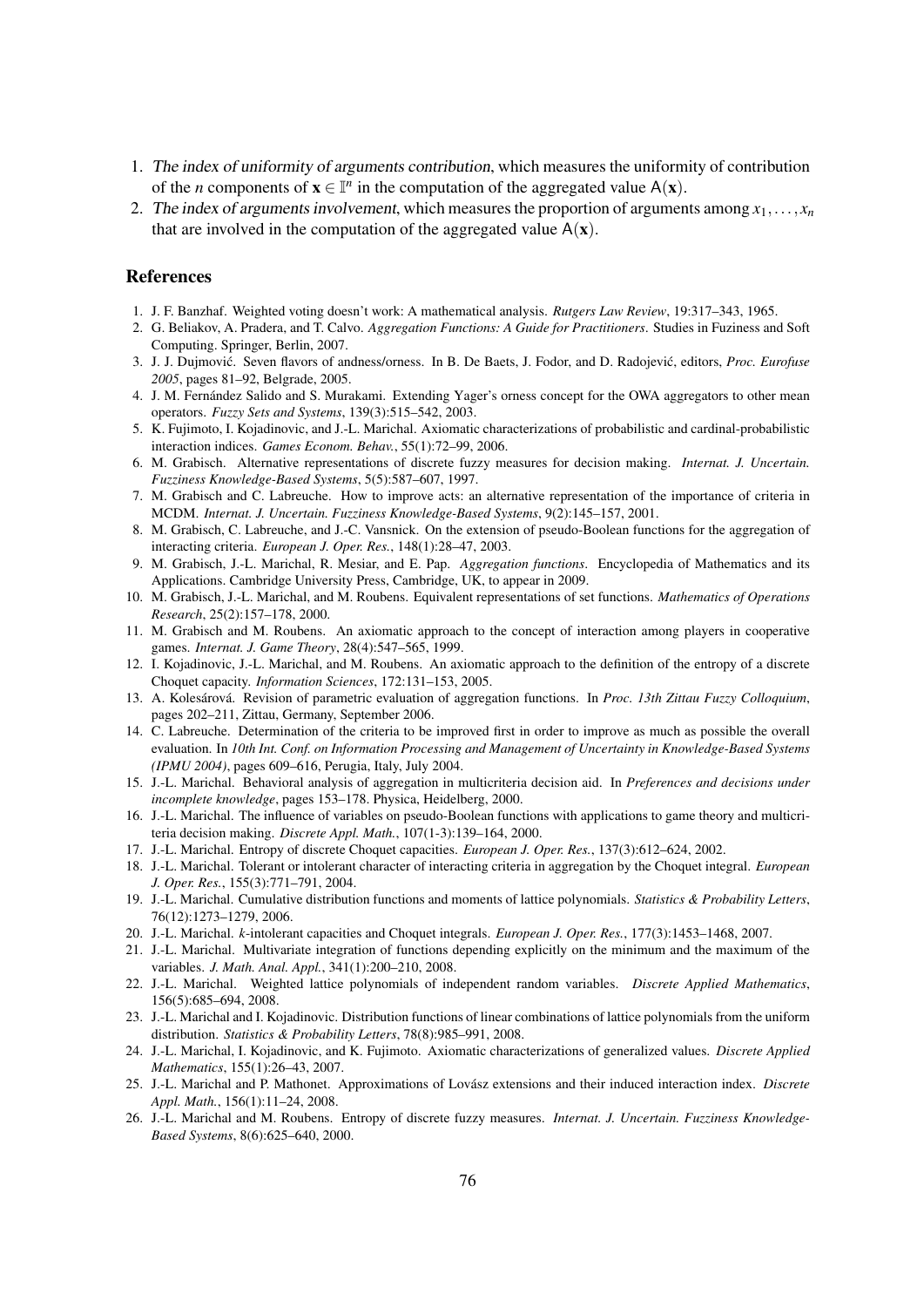1. *The index of uniformity of arguments contribution*, which measures the uniformity of contribution of the $n$ components of $\mathbf{x} \in \mathbb{I}^n$ in the computation of the aggregated value $\mathsf{A}(\mathbf{x})$.
2. *The index of arguments involvement*, which measures the proportion of arguments among $x_1, \ldots, x_n$ that are involved in the computation of the aggregated value $\mathsf{A}(\mathbf{x})$.

## References

1. J. F. Banzhaf. Weighted voting doesn't work: A mathematical analysis. *Rutgers Law Review*, 19:317–343, 1965.
2. G. Beliakov, A. Pradera, and T. Calvo. *Aggregation Functions: A Guide for Practitioners*. Studies in Fuziness and Soft Computing. Springer, Berlin, 2007.
3. J. J. Dujmović. Seven flavors of andness/orness. In B. De Baets, J. Fodor, and D. Radojević, editors, *Proc. Eurofuse 2005*, pages 81–92, Belgrade, 2005.
4. J. M. Fernández Salido and S. Murakami. Extending Yager's orness concept for the OWA aggregators to other mean operators. *Fuzzy Sets and Systems*, 139(3):515–542, 2003.
5. K. Fujimoto, I. Kojadinovic, and J.-L. Marichal. Axiomatic characterizations of probabilistic and cardinal-probabilistic interaction indices. *Games Econom. Behav.*, 55(1):72–99, 2006.
6. M. Grabisch. Alternative representations of discrete fuzzy measures for decision making. *Internat. J. Uncertain. Fuzziness Knowledge-Based Systems*, 5(5):587–607, 1997.
7. M. Grabisch and C. Labreuche. How to improve acts: an alternative representation of the importance of criteria in MCDM. *Internat. J. Uncertain. Fuzziness Knowledge-Based Systems*, 9(2):145–157, 2001.
8. M. Grabisch, C. Labreuche, and J.-C. Vansnick. On the extension of pseudo-Boolean functions for the aggregation of interacting criteria. *European J. Oper. Res.*, 148(1):28–47, 2003.
9. M. Grabisch, J.-L. Marichal, R. Mesiar, and E. Pap. *Aggregation functions*. Encyclopedia of Mathematics and its Applications. Cambridge University Press, Cambridge, UK, to appear in 2009.
10. M. Grabisch, J.-L. Marichal, and M. Roubens. Equivalent representations of set functions. *Mathematics of Operations Research*, 25(2):157–178, 2000.
11. M. Grabisch and M. Roubens. An axiomatic approach to the concept of interaction among players in cooperative games. *Internat. J. Game Theory*, 28(4):547–565, 1999.
12. I. Kojadinovic, J.-L. Marichal, and M. Roubens. An axiomatic approach to the definition of the entropy of a discrete Choquet capacity. *Information Sciences*, 172:131–153, 2005.
13. A. Kolesárová. Revision of parametric evaluation of aggregation functions. In *Proc. 13th Zittau Fuzzy Colloquium*, pages 202–211, Zittau, Germany, September 2006.
14. C. Labreuche. Determination of the criteria to be improved first in order to improve as much as possible the overall evaluation. In *10th Int. Conf. on Information Processing and Management of Uncertainty in Knowledge-Based Systems (IPMU 2004)*, pages 609–616, Perugia, Italy, July 2004.
15. J.-L. Marichal. Behavioral analysis of aggregation in multicriteria decision aid. In *Preferences and decisions under incomplete knowledge*, pages 153–178. Physica, Heidelberg, 2000.
16. J.-L. Marichal. The influence of variables on pseudo-Boolean functions with applications to game theory and multicriteria decision making. *Discrete Appl. Math.*, 107(1-3):139–164, 2000.
17. J.-L. Marichal. Entropy of discrete Choquet capacities. *European J. Oper. Res.*, 137(3):612–624, 2002.
18. J.-L. Marichal. Tolerant or intolerant character of interacting criteria in aggregation by the Choquet integral. *European J. Oper. Res.*, 155(3):771–791, 2004.
19. J.-L. Marichal. Cumulative distribution functions and moments of lattice polynomials. *Statistics & Probability Letters*, 76(12):1273–1279, 2006.
20. J.-L. Marichal. $k$-intolerant capacities and Choquet integrals. *European J. Oper. Res.*, 177(3):1453–1468, 2007.
21. J.-L. Marichal. Multivariate integration of functions depending explicitly on the minimum and the maximum of the variables. *J. Math. Anal. Appl.*, 341(1):200–210, 2008.
22. J.-L. Marichal. Weighted lattice polynomials of independent random variables. *Discrete Applied Mathematics*, 156(5):685–694, 2008.
23. J.-L. Marichal and I. Kojadinovic. Distribution functions of linear combinations of lattice polynomials from the uniform distribution. *Statistics & Probability Letters*, 78(8):985–991, 2008.
24. J.-L. Marichal, I. Kojadinovic, and K. Fujimoto. Axiomatic characterizations of generalized values. *Discrete Applied Mathematics*, 155(1):26–43, 2007.
25. J.-L. Marichal and P. Mathonet. Approximations of Lovász extensions and their induced interaction index. *Discrete Appl. Math.*, 156(1):11–24, 2008.
26. J.-L. Marichal and M. Roubens. Entropy of discrete fuzzy measures. *Internat. J. Uncertain. Fuzziness Knowledge-Based Systems*, 8(6):625–640, 2000.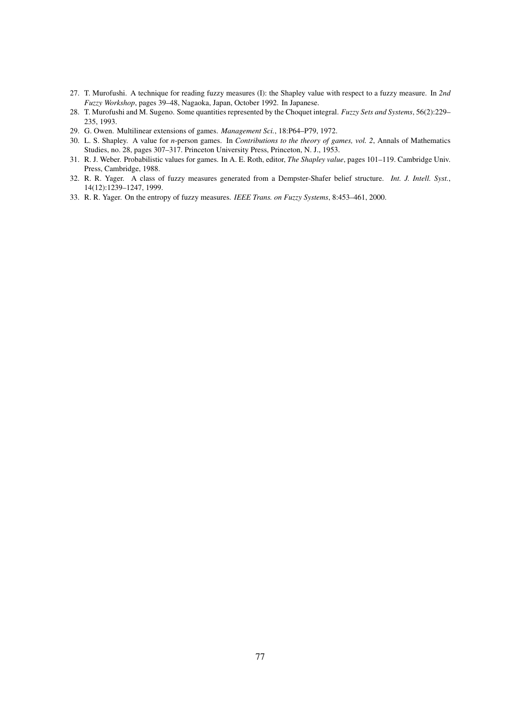27. T. Murofushi. A technique for reading fuzzy measures (I): the Shapley value with respect to a fuzzy measure. In *2nd Fuzzy Workshop*, pages 39–48, Nagaoka, Japan, October 1992. In Japanese.
28. T. Murofushi and M. Sugeno. Some quantities represented by the Choquet integral. *Fuzzy Sets and Systems*, 56(2):229–235, 1993.
29. G. Owen. Multilinear extensions of games. *Management Sci.*, 18:P64–P79, 1972.
30. L. S. Shapley. A value for *n*-person games. In *Contributions to the theory of games, vol. 2*, Annals of Mathematics Studies, no. 28, pages 307–317. Princeton University Press, Princeton, N. J., 1953.
31. R. J. Weber. Probabilistic values for games. In A. E. Roth, editor, *The Shapley value*, pages 101–119. Cambridge Univ. Press, Cambridge, 1988.
32. R. R. Yager. A class of fuzzy measures generated from a Dempster-Shafer belief structure. *Int. J. Intell. Syst.*, 14(12):1239–1247, 1999.
33. R. R. Yager. On the entropy of fuzzy measures. *IEEE Trans. on Fuzzy Systems*, 8:453–461, 2000.